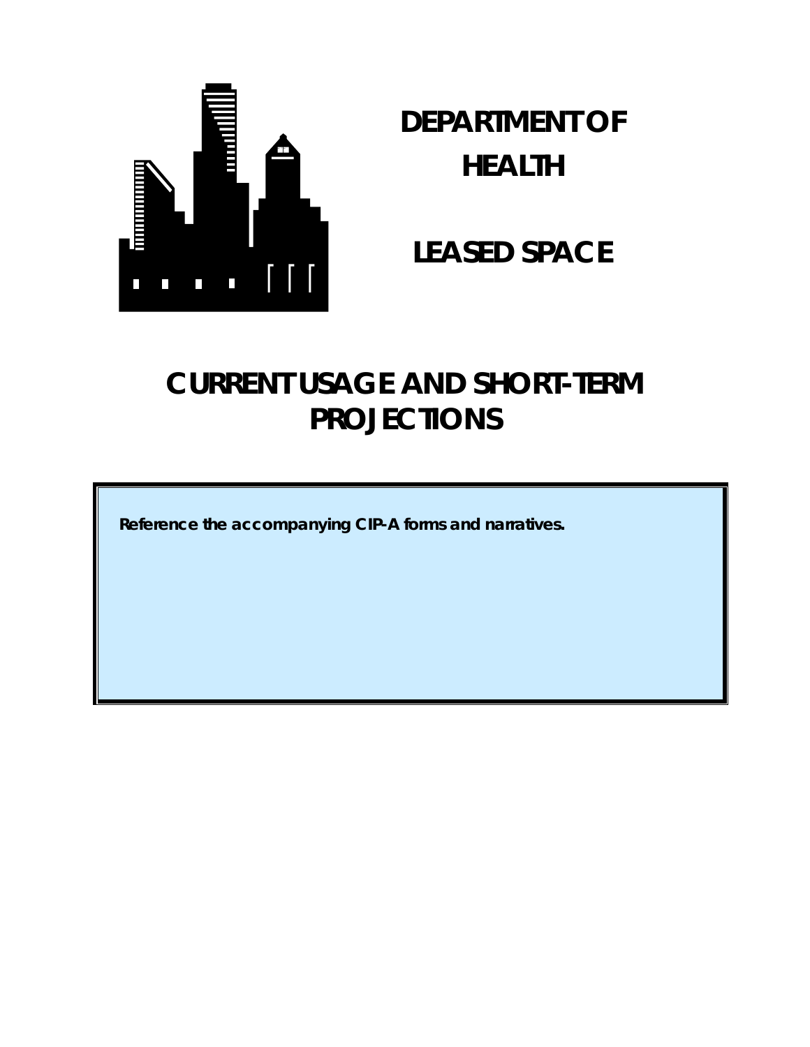# DEPARTMENT OF HEALTH

# LEASED SPACE

## CURRENT USAGE AND SHORT-TERM PROJECTIONS

**Reference the accompanying CIP-A forms and narratives.**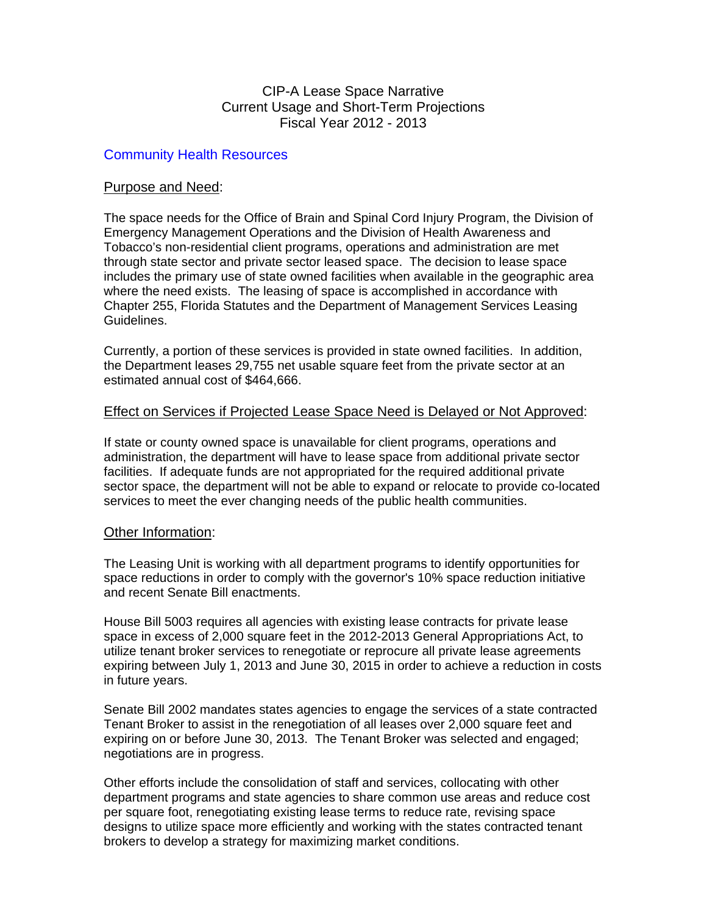# CIP-A Lease Space Narrative
# Current Usage and Short-Term Projections
# Fiscal Year 2012 - 2013

## Community Health Resources

### Purpose and Need:

The space needs for the Office of Brain and Spinal Cord Injury Program, the Division of Emergency Management Operations and the Division of Health Awareness and Tobacco's non-residential client programs, operations and administration are met through state sector and private sector leased space. The decision to lease space includes the primary use of state owned facilities when available in the geographic area where the need exists. The leasing of space is accomplished in accordance with Chapter 255, Florida Statutes and the Department of Management Services Leasing Guidelines.

Currently, a portion of these services is provided in state owned facilities. In addition, the Department leases 29,755 net usable square feet from the private sector at an estimated annual cost of $464,666.

### Effect on Services if Projected Lease Space Need is Delayed or Not Approved:

If state or county owned space is unavailable for client programs, operations and administration, the department will have to lease space from additional private sector facilities. If adequate funds are not appropriated for the required additional private sector space, the department will not be able to expand or relocate to provide co-located services to meet the ever changing needs of the public health communities.

### Other Information:

The Leasing Unit is working with all department programs to identify opportunities for space reductions in order to comply with the governor's 10% space reduction initiative and recent Senate Bill enactments.

House Bill 5003 requires all agencies with existing lease contracts for private lease space in excess of 2,000 square feet in the 2012-2013 General Appropriations Act, to utilize tenant broker services to renegotiate or reprocure all private lease agreements expiring between July 1, 2013 and June 30, 2015 in order to achieve a reduction in costs in future years.

Senate Bill 2002 mandates states agencies to engage the services of a state contracted Tenant Broker to assist in the renegotiation of all leases over 2,000 square feet and expiring on or before June 30, 2013. The Tenant Broker was selected and engaged; negotiations are in progress.

Other efforts include the consolidation of staff and services, collocating with other department programs and state agencies to share common use areas and reduce cost per square foot, renegotiating existing lease terms to reduce rate, revising space designs to utilize space more efficiently and working with the states contracted tenant brokers to develop a strategy for maximizing market conditions.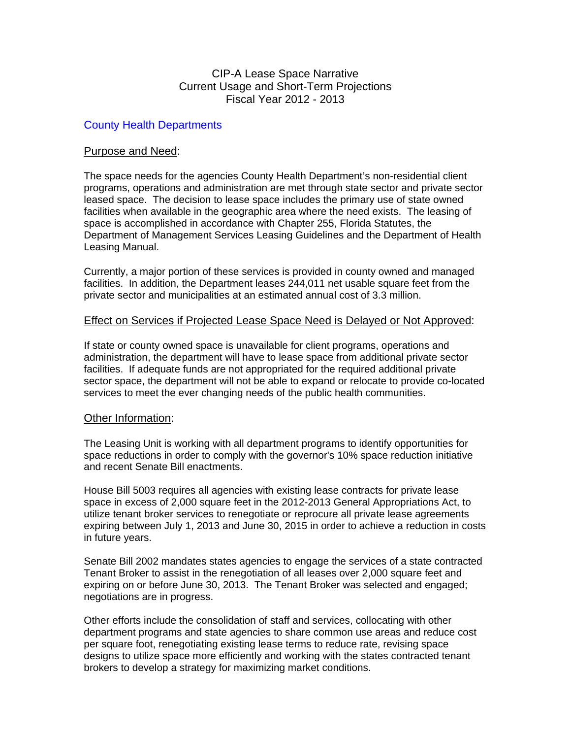# CIP-A Lease Space Narrative
## Current Usage and Short-Term Projections
## Fiscal Year 2012 - 2013

### County Health Departments

Purpose and Need:

The space needs for the agencies County Health Department's non-residential client programs, operations and administration are met through state sector and private sector leased space. The decision to lease space includes the primary use of state owned facilities when available in the geographic area where the need exists. The leasing of space is accomplished in accordance with Chapter 255, Florida Statutes, the Department of Management Services Leasing Guidelines and the Department of Health Leasing Manual.

Currently, a major portion of these services is provided in county owned and managed facilities. In addition, the Department leases 244,011 net usable square feet from the private sector and municipalities at an estimated annual cost of 3.3 million.

Effect on Services if Projected Lease Space Need is Delayed or Not Approved:

If state or county owned space is unavailable for client programs, operations and administration, the department will have to lease space from additional private sector facilities. If adequate funds are not appropriated for the required additional private sector space, the department will not be able to expand or relocate to provide co-located services to meet the ever changing needs of the public health communities.

Other Information:

The Leasing Unit is working with all department programs to identify opportunities for space reductions in order to comply with the governor's 10% space reduction initiative and recent Senate Bill enactments.

House Bill 5003 requires all agencies with existing lease contracts for private lease space in excess of 2,000 square feet in the 2012-2013 General Appropriations Act, to utilize tenant broker services to renegotiate or reprocure all private lease agreements expiring between July 1, 2013 and June 30, 2015 in order to achieve a reduction in costs in future years.

Senate Bill 2002 mandates states agencies to engage the services of a state contracted Tenant Broker to assist in the renegotiation of all leases over 2,000 square feet and expiring on or before June 30, 2013. The Tenant Broker was selected and engaged; negotiations are in progress.

Other efforts include the consolidation of staff and services, collocating with other department programs and state agencies to share common use areas and reduce cost per square foot, renegotiating existing lease terms to reduce rate, revising space designs to utilize space more efficiently and working with the states contracted tenant brokers to develop a strategy for maximizing market conditions.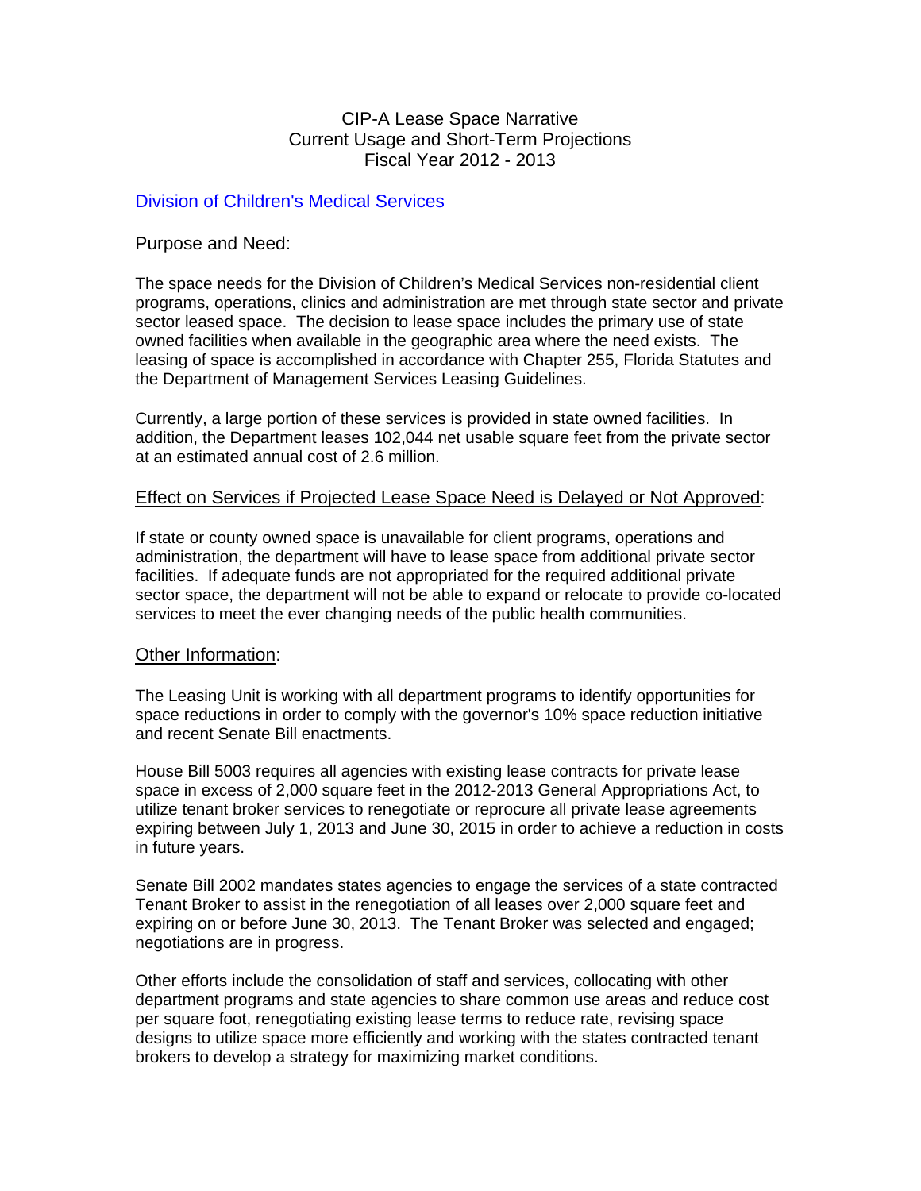# CIP-A Lease Space Narrative
# Current Usage and Short-Term Projections
# Fiscal Year 2012 - 2013

## Division of Children's Medical Services

### Purpose and Need:

The space needs for the Division of Children's Medical Services non-residential client programs, operations, clinics and administration are met through state sector and private sector leased space. The decision to lease space includes the primary use of state owned facilities when available in the geographic area where the need exists. The leasing of space is accomplished in accordance with Chapter 255, Florida Statutes and the Department of Management Services Leasing Guidelines.

Currently, a large portion of these services is provided in state owned facilities. In addition, the Department leases 102,044 net usable square feet from the private sector at an estimated annual cost of 2.6 million.

### Effect on Services if Projected Lease Space Need is Delayed or Not Approved:

If state or county owned space is unavailable for client programs, operations and administration, the department will have to lease space from additional private sector facilities. If adequate funds are not appropriated for the required additional private sector space, the department will not be able to expand or relocate to provide co-located services to meet the ever changing needs of the public health communities.

### Other Information:

The Leasing Unit is working with all department programs to identify opportunities for space reductions in order to comply with the governor's 10% space reduction initiative and recent Senate Bill enactments.

House Bill 5003 requires all agencies with existing lease contracts for private lease space in excess of 2,000 square feet in the 2012-2013 General Appropriations Act, to utilize tenant broker services to renegotiate or reprocure all private lease agreements expiring between July 1, 2013 and June 30, 2015 in order to achieve a reduction in costs in future years.

Senate Bill 2002 mandates states agencies to engage the services of a state contracted Tenant Broker to assist in the renegotiation of all leases over 2,000 square feet and expiring on or before June 30, 2013. The Tenant Broker was selected and engaged; negotiations are in progress.

Other efforts include the consolidation of staff and services, collocating with other department programs and state agencies to share common use areas and reduce cost per square foot, renegotiating existing lease terms to reduce rate, revising space designs to utilize space more efficiently and working with the states contracted tenant brokers to develop a strategy for maximizing market conditions.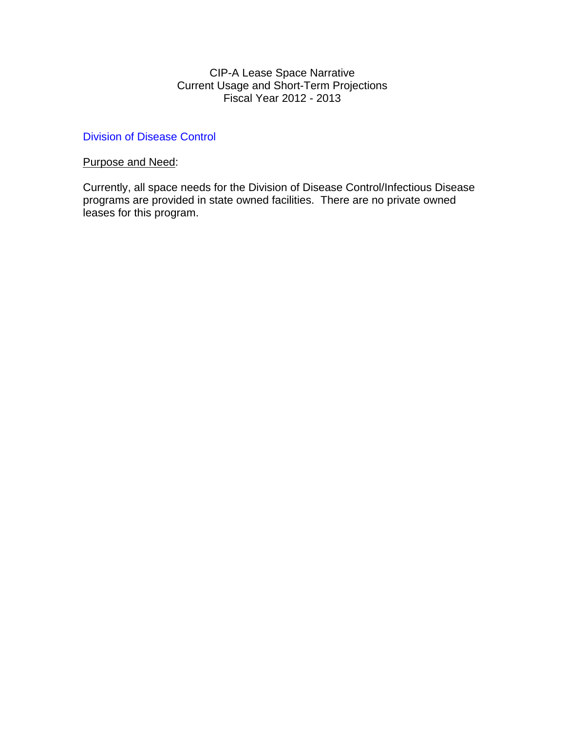# CIP-A Lease Space Narrative
## Current Usage and Short-Term Projections
## Fiscal Year 2012 - 2013

### Division of Disease Control

Purpose and Need:

Currently, all space needs for the Division of Disease Control/Infectious Disease programs are provided in state owned facilities. There are no private owned leases for this program.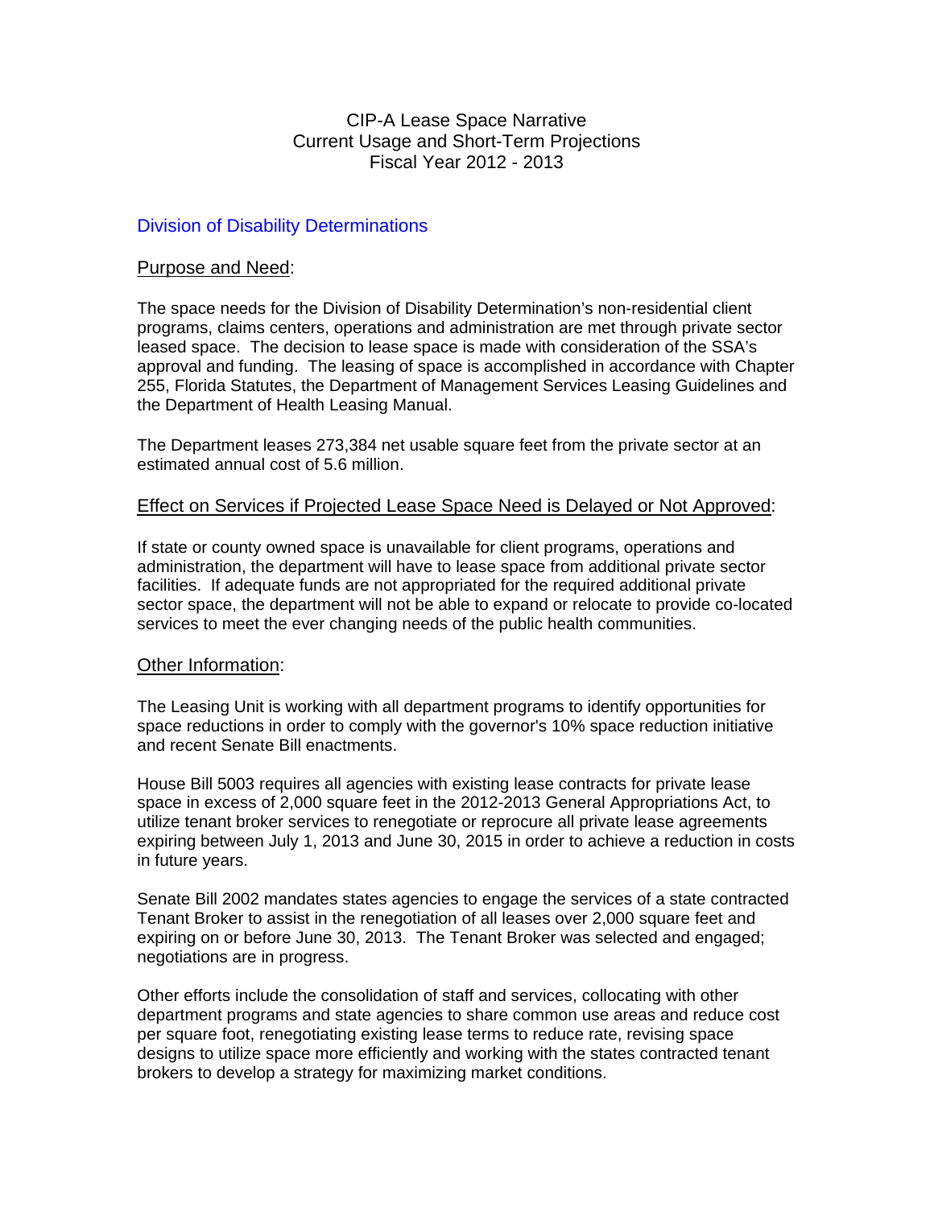# CIP-A Lease Space Narrative
## Current Usage and Short-Term Projections
## Fiscal Year 2012 - 2013

### Division of Disability Determinations

#### Purpose and Need:

The space needs for the Division of Disability Determination's non-residential client programs, claims centers, operations and administration are met through private sector leased space. The decision to lease space is made with consideration of the SSA's approval and funding. The leasing of space is accomplished in accordance with Chapter 255, Florida Statutes, the Department of Management Services Leasing Guidelines and the Department of Health Leasing Manual.

The Department leases 273,384 net usable square feet from the private sector at an estimated annual cost of 5.6 million.

#### Effect on Services if Projected Lease Space Need is Delayed or Not Approved:

If state or county owned space is unavailable for client programs, operations and administration, the department will have to lease space from additional private sector facilities. If adequate funds are not appropriated for the required additional private sector space, the department will not be able to expand or relocate to provide co-located services to meet the ever changing needs of the public health communities.

#### Other Information:

The Leasing Unit is working with all department programs to identify opportunities for space reductions in order to comply with the governor's 10% space reduction initiative and recent Senate Bill enactments.

House Bill 5003 requires all agencies with existing lease contracts for private lease space in excess of 2,000 square feet in the 2012-2013 General Appropriations Act, to utilize tenant broker services to renegotiate or reprocure all private lease agreements expiring between July 1, 2013 and June 30, 2015 in order to achieve a reduction in costs in future years.

Senate Bill 2002 mandates states agencies to engage the services of a state contracted Tenant Broker to assist in the renegotiation of all leases over 2,000 square feet and expiring on or before June 30, 2013. The Tenant Broker was selected and engaged; negotiations are in progress.

Other efforts include the consolidation of staff and services, collocating with other department programs and state agencies to share common use areas and reduce cost per square foot, renegotiating existing lease terms to reduce rate, revising space designs to utilize space more efficiently and working with the states contracted tenant brokers to develop a strategy for maximizing market conditions.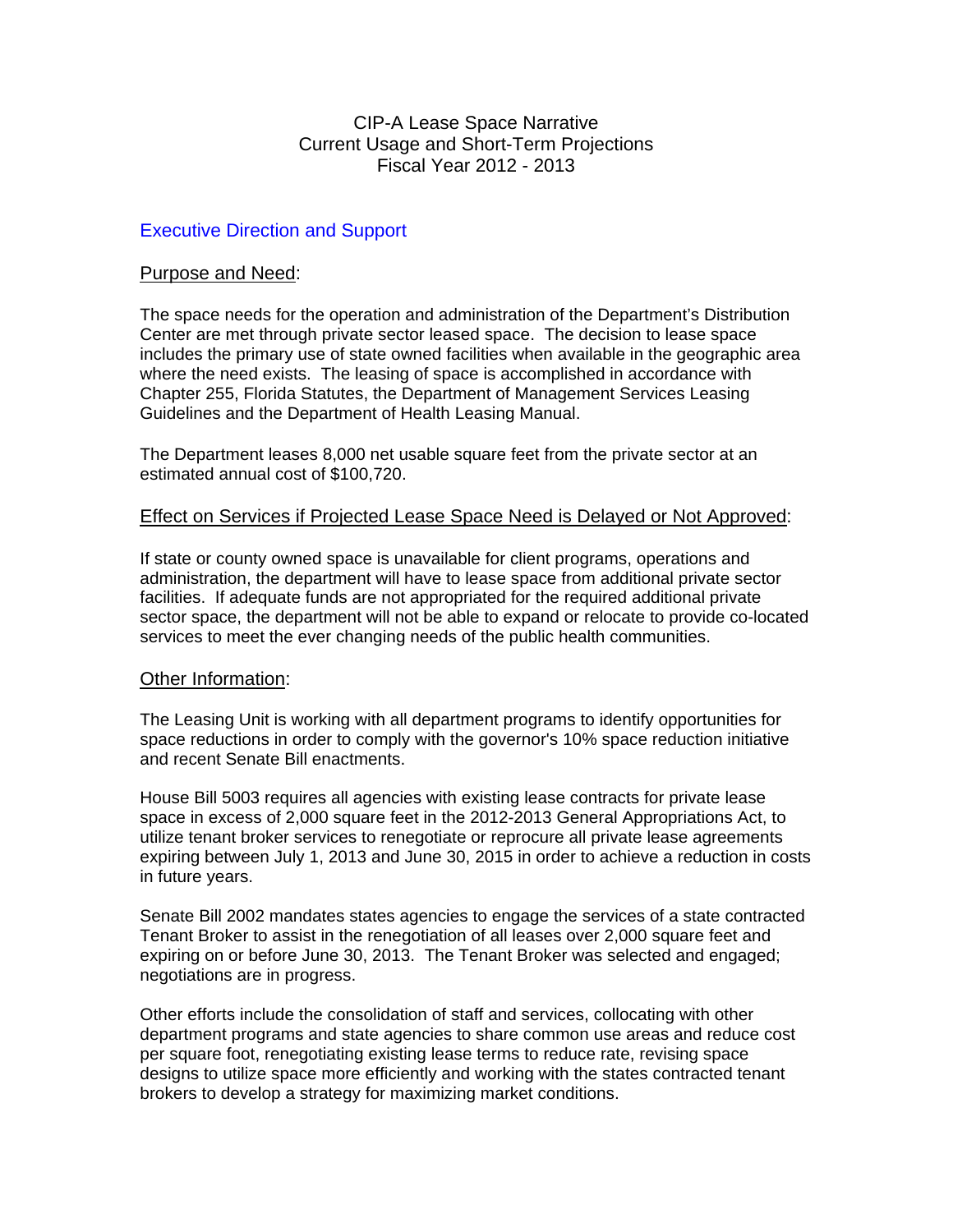# CIP-A Lease Space Narrative
## Current Usage and Short-Term Projections
## Fiscal Year 2012 - 2013

### Executive Direction and Support

#### Purpose and Need:

The space needs for the operation and administration of the Department's Distribution Center are met through private sector leased space. The decision to lease space includes the primary use of state owned facilities when available in the geographic area where the need exists. The leasing of space is accomplished in accordance with Chapter 255, Florida Statutes, the Department of Management Services Leasing Guidelines and the Department of Health Leasing Manual.

The Department leases 8,000 net usable square feet from the private sector at an estimated annual cost of $100,720.

#### Effect on Services if Projected Lease Space Need is Delayed or Not Approved:

If state or county owned space is unavailable for client programs, operations and administration, the department will have to lease space from additional private sector facilities. If adequate funds are not appropriated for the required additional private sector space, the department will not be able to expand or relocate to provide co-located services to meet the ever changing needs of the public health communities.

#### Other Information:

The Leasing Unit is working with all department programs to identify opportunities for space reductions in order to comply with the governor's 10% space reduction initiative and recent Senate Bill enactments.

House Bill 5003 requires all agencies with existing lease contracts for private lease space in excess of 2,000 square feet in the 2012-2013 General Appropriations Act, to utilize tenant broker services to renegotiate or reprocure all private lease agreements expiring between July 1, 2013 and June 30, 2015 in order to achieve a reduction in costs in future years.

Senate Bill 2002 mandates states agencies to engage the services of a state contracted Tenant Broker to assist in the renegotiation of all leases over 2,000 square feet and expiring on or before June 30, 2013. The Tenant Broker was selected and engaged; negotiations are in progress.

Other efforts include the consolidation of staff and services, collocating with other department programs and state agencies to share common use areas and reduce cost per square foot, renegotiating existing lease terms to reduce rate, revising space designs to utilize space more efficiently and working with the states contracted tenant brokers to develop a strategy for maximizing market conditions.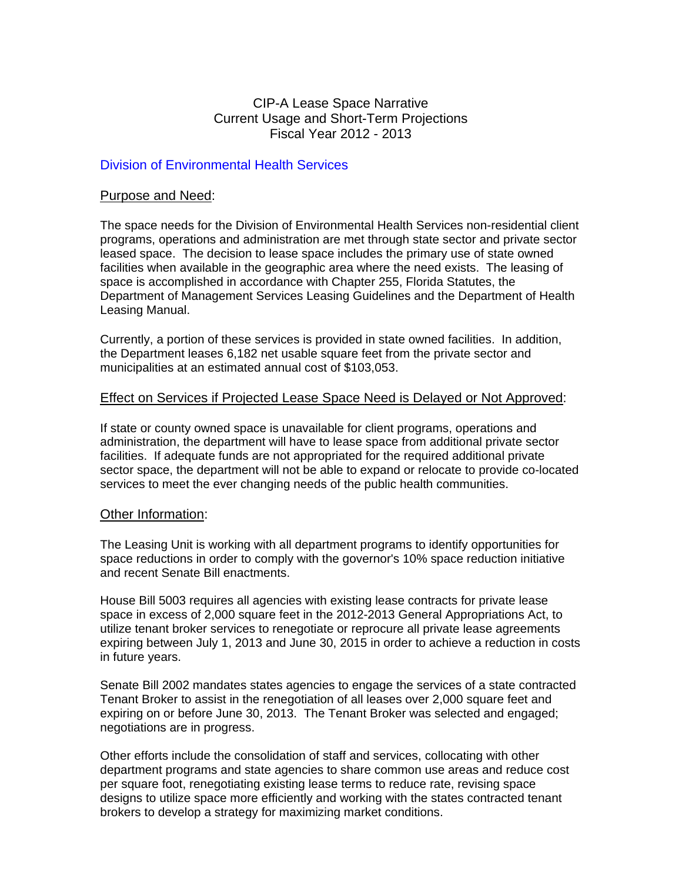# CIP-A Lease Space Narrative
## Current Usage and Short-Term Projections
## Fiscal Year 2012 - 2013

### Division of Environmental Health Services

Purpose and Need:

The space needs for the Division of Environmental Health Services non-residential client programs, operations and administration are met through state sector and private sector leased space. The decision to lease space includes the primary use of state owned facilities when available in the geographic area where the need exists. The leasing of space is accomplished in accordance with Chapter 255, Florida Statutes, the Department of Management Services Leasing Guidelines and the Department of Health Leasing Manual.

Currently, a portion of these services is provided in state owned facilities. In addition, the Department leases 6,182 net usable square feet from the private sector and municipalities at an estimated annual cost of $103,053.

Effect on Services if Projected Lease Space Need is Delayed or Not Approved:

If state or county owned space is unavailable for client programs, operations and administration, the department will have to lease space from additional private sector facilities. If adequate funds are not appropriated for the required additional private sector space, the department will not be able to expand or relocate to provide co-located services to meet the ever changing needs of the public health communities.

Other Information:

The Leasing Unit is working with all department programs to identify opportunities for space reductions in order to comply with the governor's 10% space reduction initiative and recent Senate Bill enactments.

House Bill 5003 requires all agencies with existing lease contracts for private lease space in excess of 2,000 square feet in the 2012-2013 General Appropriations Act, to utilize tenant broker services to renegotiate or reprocure all private lease agreements expiring between July 1, 2013 and June 30, 2015 in order to achieve a reduction in costs in future years.

Senate Bill 2002 mandates states agencies to engage the services of a state contracted Tenant Broker to assist in the renegotiation of all leases over 2,000 square feet and expiring on or before June 30, 2013. The Tenant Broker was selected and engaged; negotiations are in progress.

Other efforts include the consolidation of staff and services, collocating with other department programs and state agencies to share common use areas and reduce cost per square foot, renegotiating existing lease terms to reduce rate, revising space designs to utilize space more efficiently and working with the states contracted tenant brokers to develop a strategy for maximizing market conditions.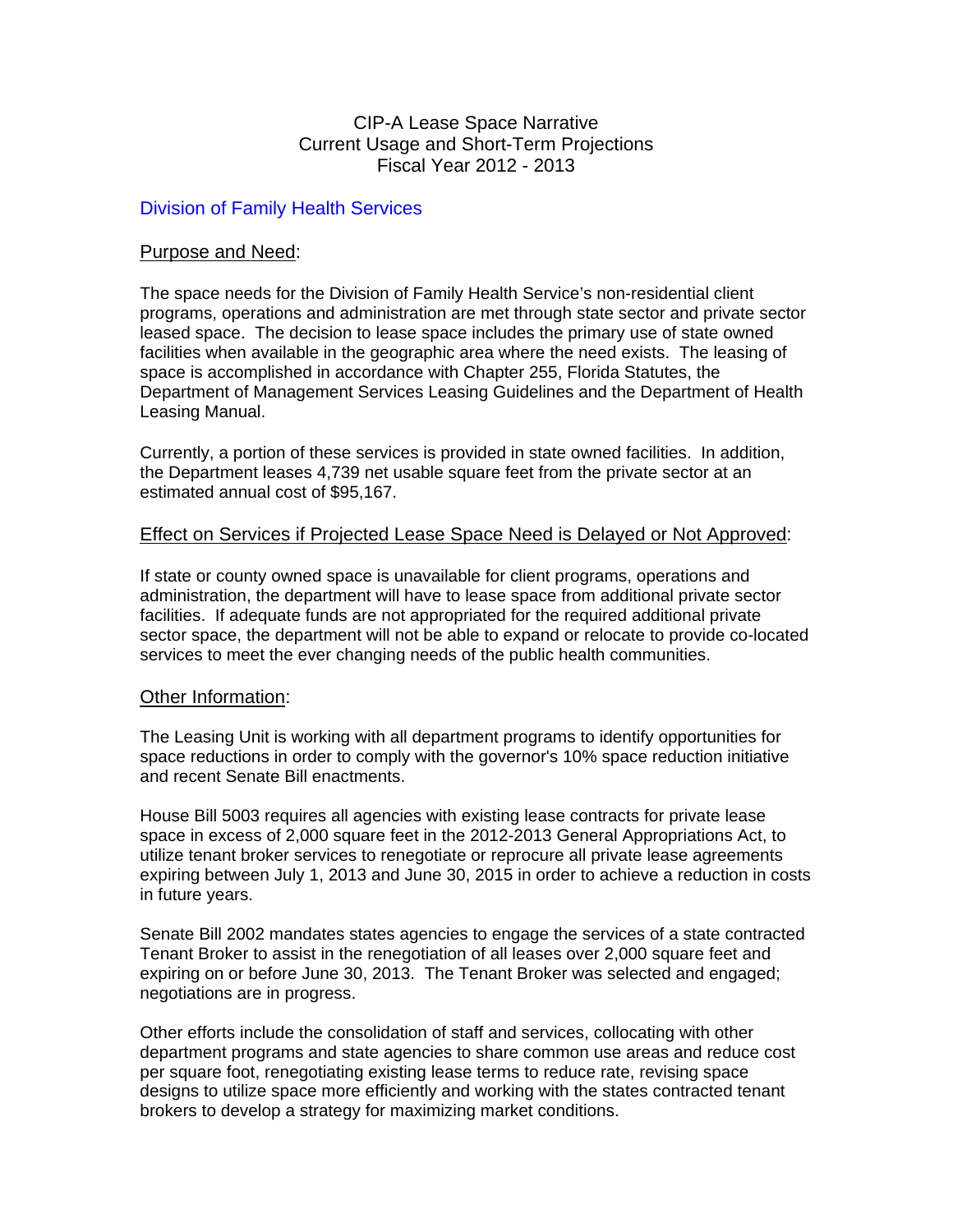# CIP-A Lease Space Narrative
## Current Usage and Short-Term Projections
## Fiscal Year 2012 - 2013

## Division of Family Health Services

### Purpose and Need:

The space needs for the Division of Family Health Service's non-residential client programs, operations and administration are met through state sector and private sector leased space. The decision to lease space includes the primary use of state owned facilities when available in the geographic area where the need exists. The leasing of space is accomplished in accordance with Chapter 255, Florida Statutes, the Department of Management Services Leasing Guidelines and the Department of Health Leasing Manual.

Currently, a portion of these services is provided in state owned facilities. In addition, the Department leases 4,739 net usable square feet from the private sector at an estimated annual cost of $95,167.

### Effect on Services if Projected Lease Space Need is Delayed or Not Approved:

If state or county owned space is unavailable for client programs, operations and administration, the department will have to lease space from additional private sector facilities. If adequate funds are not appropriated for the required additional private sector space, the department will not be able to expand or relocate to provide co-located services to meet the ever changing needs of the public health communities.

### Other Information:

The Leasing Unit is working with all department programs to identify opportunities for space reductions in order to comply with the governor's 10% space reduction initiative and recent Senate Bill enactments.

House Bill 5003 requires all agencies with existing lease contracts for private lease space in excess of 2,000 square feet in the 2012-2013 General Appropriations Act, to utilize tenant broker services to renegotiate or reprocure all private lease agreements expiring between July 1, 2013 and June 30, 2015 in order to achieve a reduction in costs in future years.

Senate Bill 2002 mandates states agencies to engage the services of a state contracted Tenant Broker to assist in the renegotiation of all leases over 2,000 square feet and expiring on or before June 30, 2013. The Tenant Broker was selected and engaged; negotiations are in progress.

Other efforts include the consolidation of staff and services, collocating with other department programs and state agencies to share common use areas and reduce cost per square foot, renegotiating existing lease terms to reduce rate, revising space designs to utilize space more efficiently and working with the states contracted tenant brokers to develop a strategy for maximizing market conditions.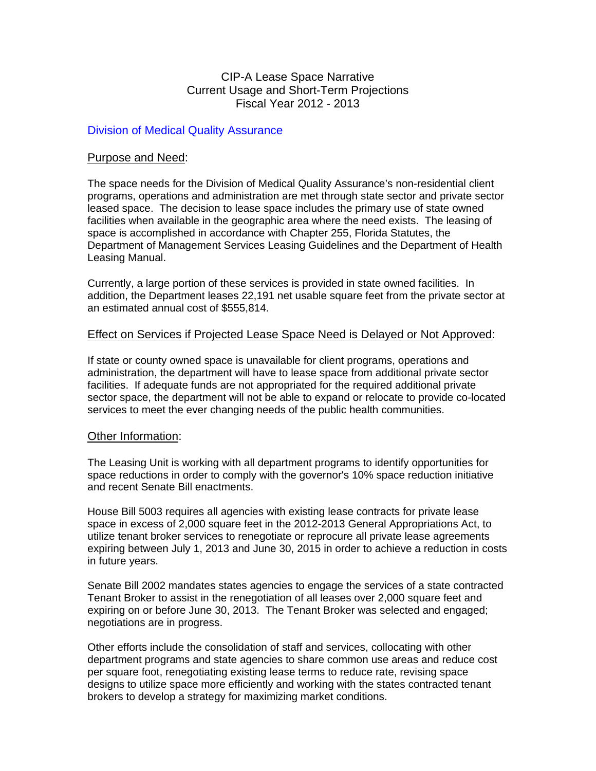# CIP-A Lease Space Narrative
# Current Usage and Short-Term Projections
# Fiscal Year 2012 - 2013

## Division of Medical Quality Assurance

### Purpose and Need:

The space needs for the Division of Medical Quality Assurance's non-residential client programs, operations and administration are met through state sector and private sector leased space. The decision to lease space includes the primary use of state owned facilities when available in the geographic area where the need exists. The leasing of space is accomplished in accordance with Chapter 255, Florida Statutes, the Department of Management Services Leasing Guidelines and the Department of Health Leasing Manual.

Currently, a large portion of these services is provided in state owned facilities. In addition, the Department leases 22,191 net usable square feet from the private sector at an estimated annual cost of $555,814.

### Effect on Services if Projected Lease Space Need is Delayed or Not Approved:

If state or county owned space is unavailable for client programs, operations and administration, the department will have to lease space from additional private sector facilities. If adequate funds are not appropriated for the required additional private sector space, the department will not be able to expand or relocate to provide co-located services to meet the ever changing needs of the public health communities.

### Other Information:

The Leasing Unit is working with all department programs to identify opportunities for space reductions in order to comply with the governor's 10% space reduction initiative and recent Senate Bill enactments.

House Bill 5003 requires all agencies with existing lease contracts for private lease space in excess of 2,000 square feet in the 2012-2013 General Appropriations Act, to utilize tenant broker services to renegotiate or reprocure all private lease agreements expiring between July 1, 2013 and June 30, 2015 in order to achieve a reduction in costs in future years.

Senate Bill 2002 mandates states agencies to engage the services of a state contracted Tenant Broker to assist in the renegotiation of all leases over 2,000 square feet and expiring on or before June 30, 2013. The Tenant Broker was selected and engaged; negotiations are in progress.

Other efforts include the consolidation of staff and services, collocating with other department programs and state agencies to share common use areas and reduce cost per square foot, renegotiating existing lease terms to reduce rate, revising space designs to utilize space more efficiently and working with the states contracted tenant brokers to develop a strategy for maximizing market conditions.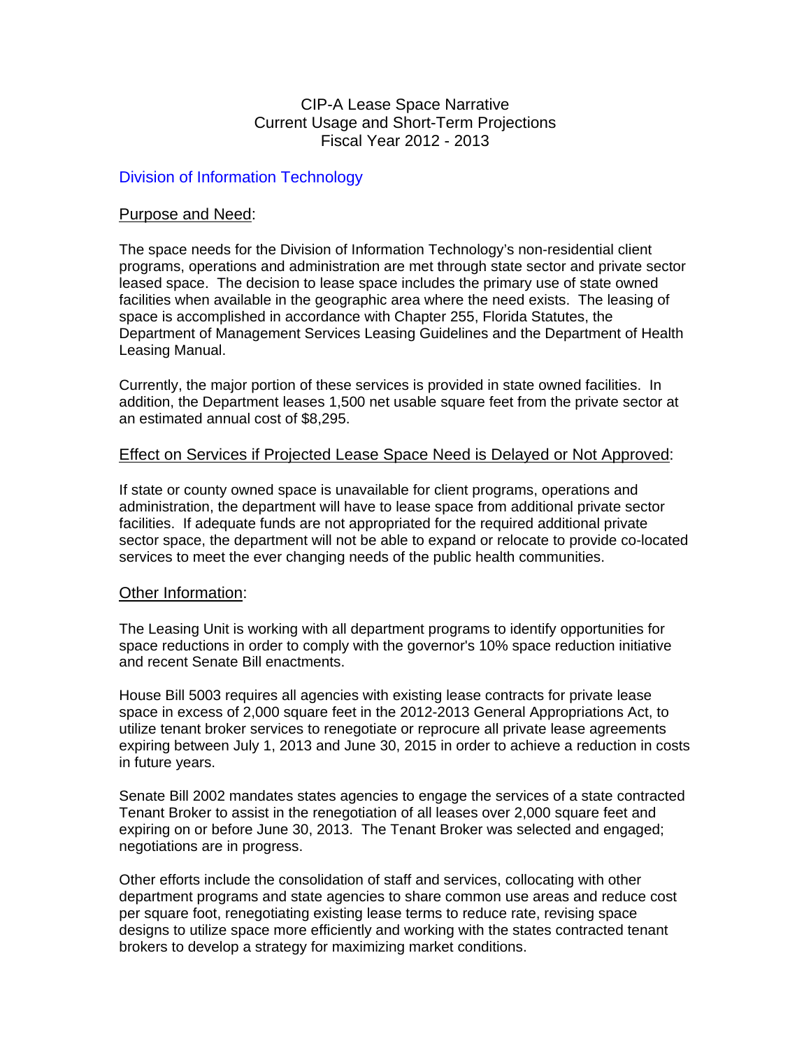# CIP-A Lease Space Narrative
## Current Usage and Short-Term Projections
## Fiscal Year 2012 - 2013

### Division of Information Technology

Purpose and Need:

The space needs for the Division of Information Technology's non-residential client programs, operations and administration are met through state sector and private sector leased space. The decision to lease space includes the primary use of state owned facilities when available in the geographic area where the need exists. The leasing of space is accomplished in accordance with Chapter 255, Florida Statutes, the Department of Management Services Leasing Guidelines and the Department of Health Leasing Manual.

Currently, the major portion of these services is provided in state owned facilities. In addition, the Department leases 1,500 net usable square feet from the private sector at an estimated annual cost of $8,295.

Effect on Services if Projected Lease Space Need is Delayed or Not Approved:

If state or county owned space is unavailable for client programs, operations and administration, the department will have to lease space from additional private sector facilities. If adequate funds are not appropriated for the required additional private sector space, the department will not be able to expand or relocate to provide co-located services to meet the ever changing needs of the public health communities.

Other Information:

The Leasing Unit is working with all department programs to identify opportunities for space reductions in order to comply with the governor's 10% space reduction initiative and recent Senate Bill enactments.

House Bill 5003 requires all agencies with existing lease contracts for private lease space in excess of 2,000 square feet in the 2012-2013 General Appropriations Act, to utilize tenant broker services to renegotiate or reprocure all private lease agreements expiring between July 1, 2013 and June 30, 2015 in order to achieve a reduction in costs in future years.

Senate Bill 2002 mandates states agencies to engage the services of a state contracted Tenant Broker to assist in the renegotiation of all leases over 2,000 square feet and expiring on or before June 30, 2013. The Tenant Broker was selected and engaged; negotiations are in progress.

Other efforts include the consolidation of staff and services, collocating with other department programs and state agencies to share common use areas and reduce cost per square foot, renegotiating existing lease terms to reduce rate, revising space designs to utilize space more efficiently and working with the states contracted tenant brokers to develop a strategy for maximizing market conditions.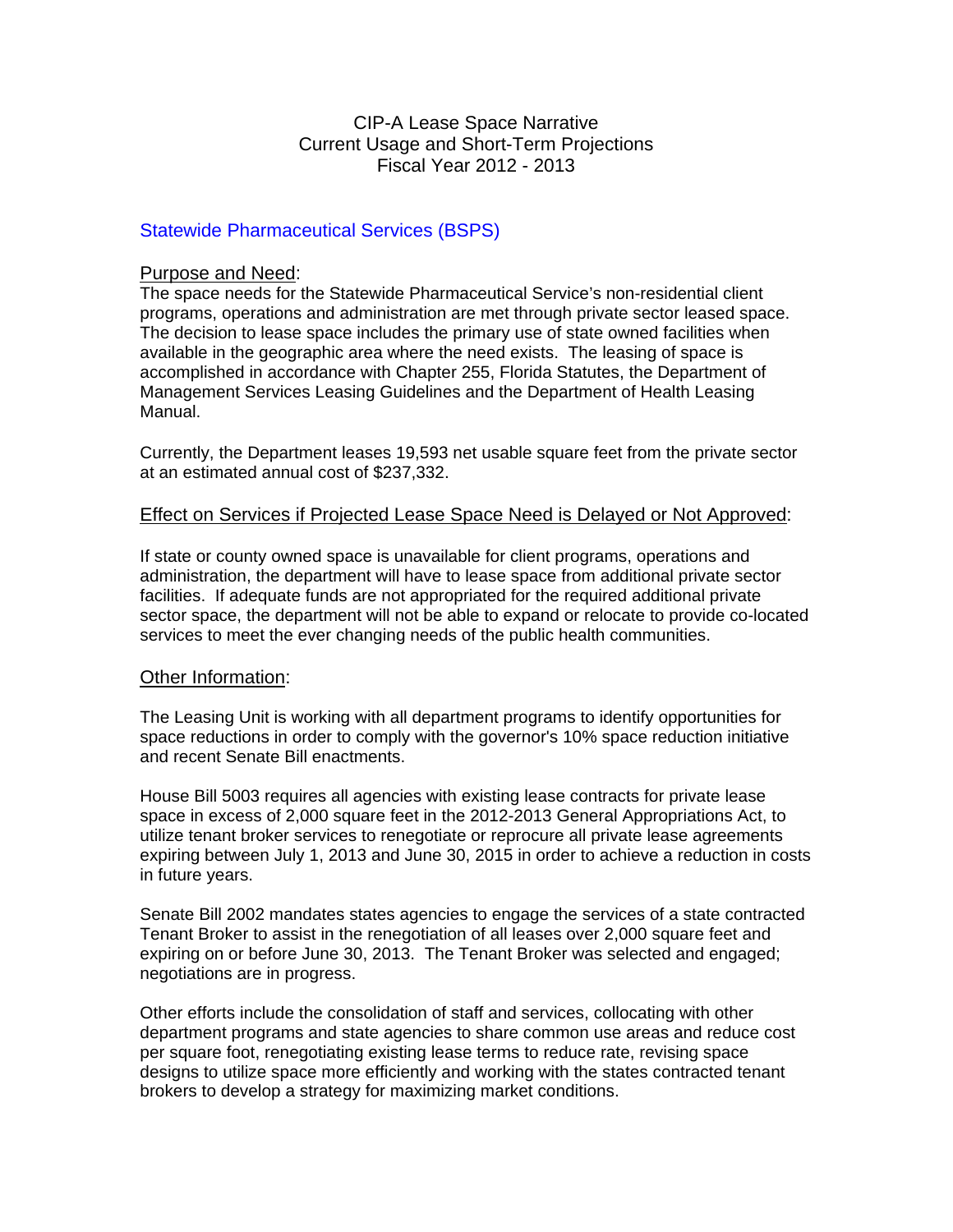# CIP-A Lease Space Narrative
# Current Usage and Short-Term Projections
# Fiscal Year 2012 - 2013

## Statewide Pharmaceutical Services (BSPS)

### Purpose and Need:

The space needs for the Statewide Pharmaceutical Service's non-residential client programs, operations and administration are met through private sector leased space. The decision to lease space includes the primary use of state owned facilities when available in the geographic area where the need exists. The leasing of space is accomplished in accordance with Chapter 255, Florida Statutes, the Department of Management Services Leasing Guidelines and the Department of Health Leasing Manual.

Currently, the Department leases 19,593 net usable square feet from the private sector at an estimated annual cost of $237,332.

### Effect on Services if Projected Lease Space Need is Delayed or Not Approved:

If state or county owned space is unavailable for client programs, operations and administration, the department will have to lease space from additional private sector facilities. If adequate funds are not appropriated for the required additional private sector space, the department will not be able to expand or relocate to provide co-located services to meet the ever changing needs of the public health communities.

### Other Information:

The Leasing Unit is working with all department programs to identify opportunities for space reductions in order to comply with the governor's 10% space reduction initiative and recent Senate Bill enactments.

House Bill 5003 requires all agencies with existing lease contracts for private lease space in excess of 2,000 square feet in the 2012-2013 General Appropriations Act, to utilize tenant broker services to renegotiate or reprocure all private lease agreements expiring between July 1, 2013 and June 30, 2015 in order to achieve a reduction in costs in future years.

Senate Bill 2002 mandates states agencies to engage the services of a state contracted Tenant Broker to assist in the renegotiation of all leases over 2,000 square feet and expiring on or before June 30, 2013. The Tenant Broker was selected and engaged; negotiations are in progress.

Other efforts include the consolidation of staff and services, collocating with other department programs and state agencies to share common use areas and reduce cost per square foot, renegotiating existing lease terms to reduce rate, revising space designs to utilize space more efficiently and working with the states contracted tenant brokers to develop a strategy for maximizing market conditions.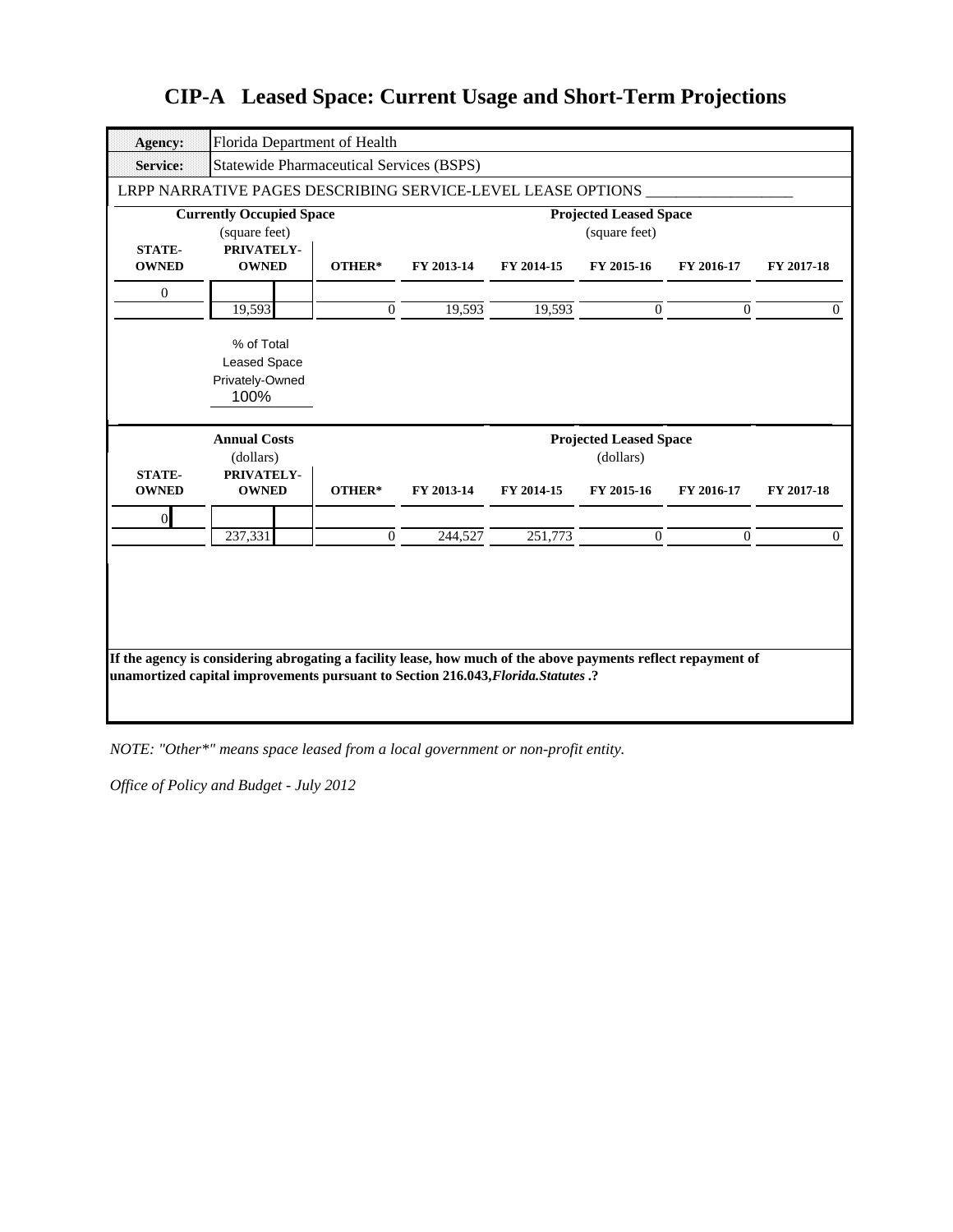# CIP-A Leased Space: Current Usage and Short-Term Projections

| **Agency:** | Florida Department of Health |
|---|---|
| **Service:** | Statewide Pharmaceutical Services (BSPS) |

LRPP NARRATIVE PAGES DESCRIBING SERVICE-LEVEL LEASE OPTIONS ___________________

| **Currently Occupied Space** (square feet) | | | **Projected Leased Space** (square feet) | | | | |
|---|---|---|---|---|---|---|---|
| **STATE-OWNED** | **PRIVATELY-OWNED** | **OTHER*** | **FY 2013-14** | **FY 2014-15** | **FY 2015-16** | **FY 2016-17** | **FY 2017-18** |
| 0 | | | | | | | |
| | 19,593 | 0 | 19,593 | 19,593 | 0 | 0 | 0 |

% of Total Leased Space Privately-Owned
100%

| **Annual Costs** (dollars) | | | **Projected Leased Space** (dollars) | | | | |
|---|---|---|---|---|---|---|---|
| **STATE-OWNED** | **PRIVATELY-OWNED** | **OTHER*** | **FY 2013-14** | **FY 2014-15** | **FY 2015-16** | **FY 2016-17** | **FY 2017-18** |
| 0 | | | | | | | |
| | 237,331 | 0 | 244,527 | 251,773 | 0 | 0 | 0 |

**If the agency is considering abrogating a facility lease, how much of the above payments reflect repayment of unamortized capital improvements pursuant to Section 216.043,*Florida.Statutes* .?**

*NOTE: "Other*" means space leased from a local government or non-profit entity.*

*Office of Policy and Budget - July 2012*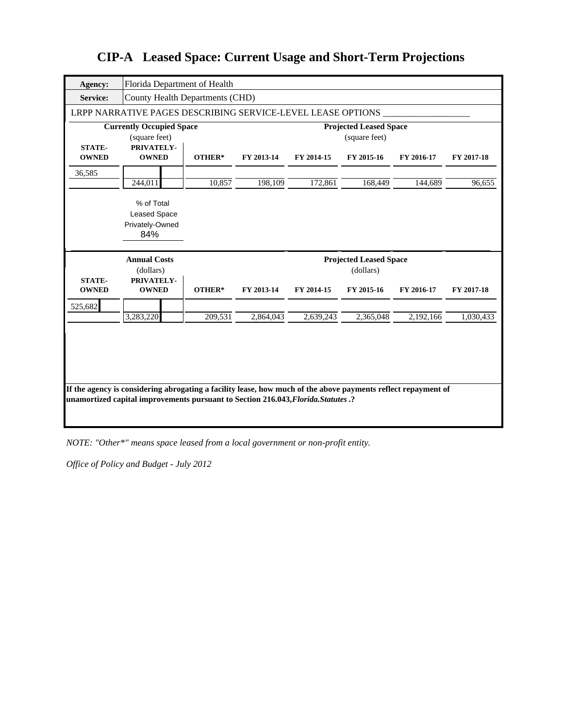# CIP-A Leased Space: Current Usage and Short-Term Projections

| | |
|---|---|
| **Agency:** | Florida Department of Health |
| **Service:** | County Health Departments (CHD) |

LRPP NARRATIVE PAGES DESCRIBING SERVICE-LEVEL LEASE OPTIONS ___________________

| Currently Occupied Space (square feet) | | | Projected Leased Space (square feet) | | | | |
|---|---|---|---|---|---|---|---|
| **STATE-OWNED** | **PRIVATELY-OWNED** | **OTHER*** | **FY 2013-14** | **FY 2014-15** | **FY 2015-16** | **FY 2016-17** | **FY 2017-18** |
| 36,585 | | | | | | | |
| | 244,011 | 10,857 | 198,109 | 172,861 | 168,449 | 144,689 | 96,655 |

% of Total Leased Space Privately-Owned
84%

| Annual Costs (dollars) | | | Projected Leased Space (dollars) | | | | |
|---|---|---|---|---|---|---|---|
| **STATE-OWNED** | **PRIVATELY-OWNED** | **OTHER*** | **FY 2013-14** | **FY 2014-15** | **FY 2015-16** | **FY 2016-17** | **FY 2017-18** |
| 525,682 | | | | | | | |
| | 3,283,220 | 209,531 | 2,864,043 | 2,639,243 | 2,365,048 | 2,192,166 | 1,030,433 |

**If the agency is considering abrogating a facility lease, how much of the above payments reflect repayment of unamortized capital improvements pursuant to Section 216.043,*Florida.Statutes* .?**

*NOTE: "Other*" means space leased from a local government or non-profit entity.*

*Office of Policy and Budget - July 2012*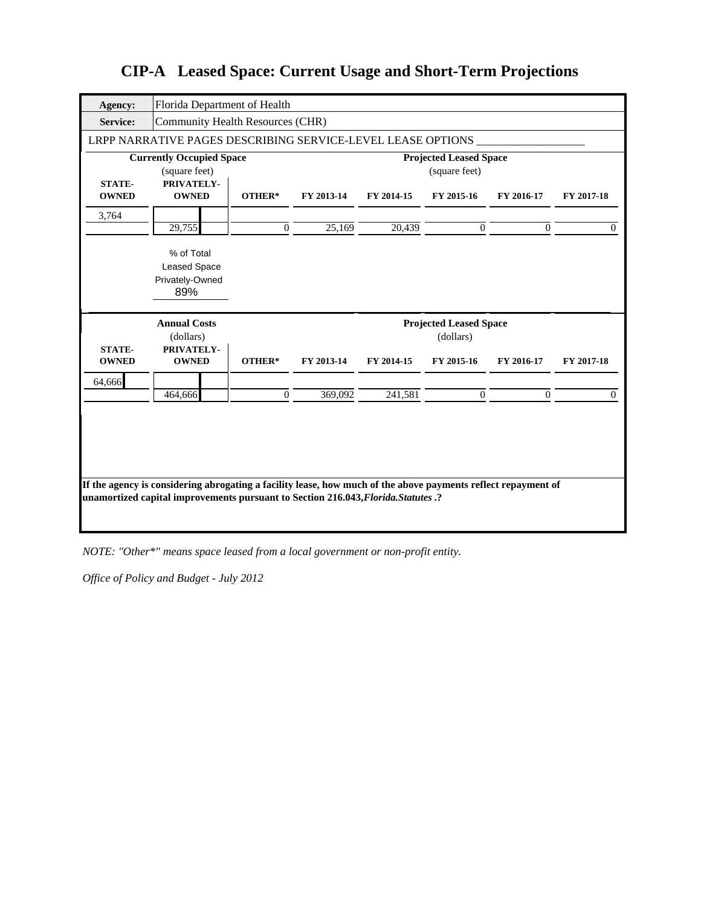# CIP-A Leased Space: Current Usage and Short-Term Projections

| | |
|---|---|
| **Agency:** | Florida Department of Health |
| **Service:** | Community Health Resources (CHR) |

LRPP NARRATIVE PAGES DESCRIBING SERVICE-LEVEL LEASE OPTIONS ___________________

| **Currently Occupied Space** (square feet) | | | **Projected Leased Space** (square feet) | | | | |
|---|---|---|---|---|---|---|---|
| **STATE-OWNED** | **PRIVATELY-OWNED** | **OTHER*** | **FY 2013-14** | **FY 2014-15** | **FY 2015-16** | **FY 2016-17** | **FY 2017-18** |
| 3,764 | | | | | | | |
| | 29,755 | 0 | 25,169 | 20,439 | 0 | 0 | 0 |

% of Total Leased Space Privately-Owned
89%

| **Annual Costs** (dollars) | | | **Projected Leased Space** (dollars) | | | | |
|---|---|---|---|---|---|---|---|
| **STATE-OWNED** | **PRIVATELY-OWNED** | **OTHER*** | **FY 2013-14** | **FY 2014-15** | **FY 2015-16** | **FY 2016-17** | **FY 2017-18** |
| 64,666 | | | | | | | |
| | 464,666 | 0 | 369,092 | 241,581 | 0 | 0 | 0 |

**If the agency is considering abrogating a facility lease, how much of the above payments reflect repayment of unamortized capital improvements pursuant to Section 216.043,*Florida.Statutes*.?**

*NOTE: "Other*" means space leased from a local government or non-profit entity.*

*Office of Policy and Budget - July 2012*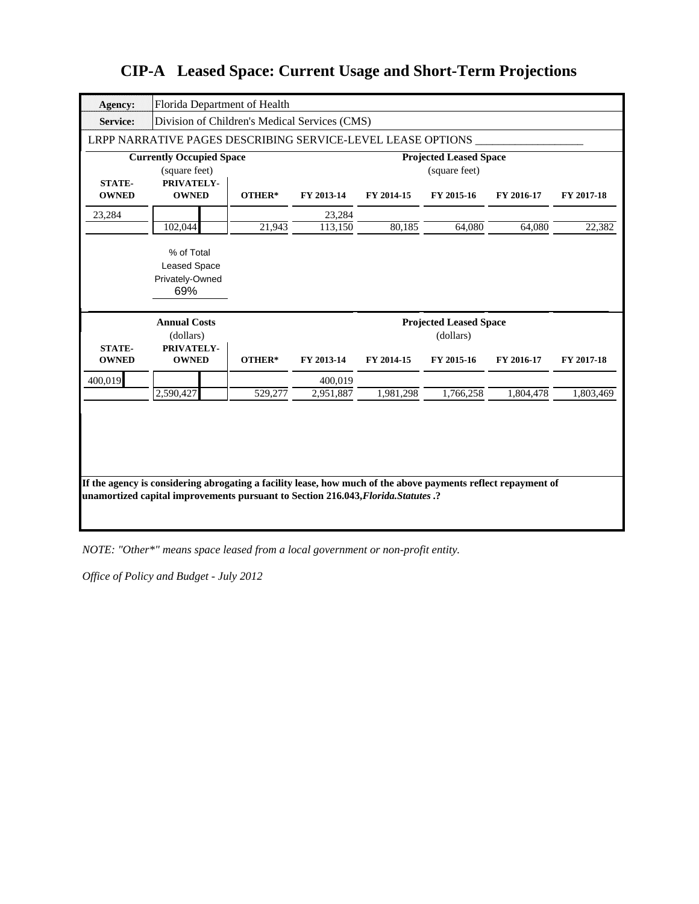# CIP-A Leased Space: Current Usage and Short-Term Projections

**Agency:** Florida Department of Health

**Service:** Division of Children's Medical Services (CMS)

LRPP NARRATIVE PAGES DESCRIBING SERVICE-LEVEL LEASE OPTIONS ___________________

| Currently Occupied Space (square feet) | | | Projected Leased Space (square feet) | | | | |
|---|---|---|---|---|---|---|---|
| **STATE-OWNED** | **PRIVATELY-OWNED** | **OTHER*** | **FY 2013-14** | **FY 2014-15** | **FY 2015-16** | **FY 2016-17** | **FY 2017-18** |
| 23,284 | | | 23,284 | | | | |
| | 102,044 | 21,943 | 113,150 | 80,185 | 64,080 | 64,080 | 22,382 |

% of Total Leased Space Privately-Owned
69%

| Annual Costs (dollars) | | | Projected Leased Space (dollars) | | | | |
|---|---|---|---|---|---|---|---|
| **STATE-OWNED** | **PRIVATELY-OWNED** | **OTHER*** | **FY 2013-14** | **FY 2014-15** | **FY 2015-16** | **FY 2016-17** | **FY 2017-18** |
| 400,019 | | | 400,019 | | | | |
| | 2,590,427 | 529,277 | 2,951,887 | 1,981,298 | 1,766,258 | 1,804,478 | 1,803,469 |

**If the agency is considering abrogating a facility lease, how much of the above payments reflect repayment of unamortized capital improvements pursuant to Section 216.043,*Florida.Statutes* .?**

*NOTE: "Other*" means space leased from a local government or non-profit entity.*

*Office of Policy and Budget - July 2012*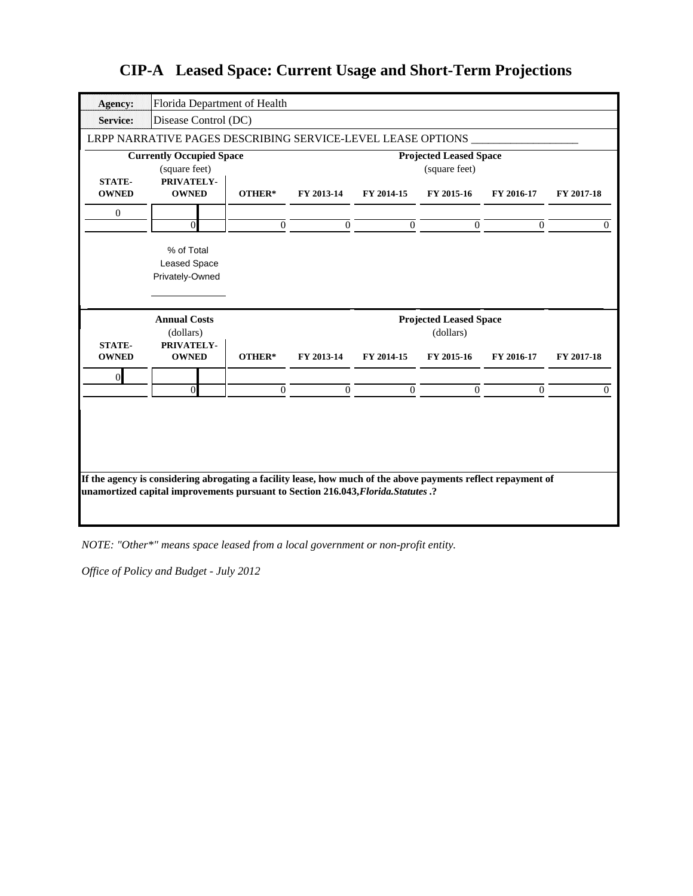# CIP-A Leased Space: Current Usage and Short-Term Projections

**Agency:** Florida Department of Health

**Service:** Disease Control (DC)

LRPP NARRATIVE PAGES DESCRIBING SERVICE-LEVEL LEASE OPTIONS ___________________

| Currently Occupied Space (square feet) | | | Projected Leased Space (square feet) | | | | |
|---|---|---|---|---|---|---|---|
| **STATE-OWNED** | **PRIVATELY-OWNED** | **OTHER*** | **FY 2013-14** | **FY 2014-15** | **FY 2015-16** | **FY 2016-17** | **FY 2017-18** |
| 0 | | | | | | | |
| | 0 | 0 | 0 | 0 | 0 | 0 | 0 |

% of Total Leased Space Privately-Owned

______________

| Annual Costs (dollars) | | | Projected Leased Space (dollars) | | | | |
|---|---|---|---|---|---|---|---|
| **STATE-OWNED** | **PRIVATELY-OWNED** | **OTHER*** | **FY 2013-14** | **FY 2014-15** | **FY 2015-16** | **FY 2016-17** | **FY 2017-18** |
| 0 | | | | | | | |
| | 0 | 0 | 0 | 0 | 0 | 0 | 0 |

**If the agency is considering abrogating a facility lease, how much of the above payments reflect repayment of unamortized capital improvements pursuant to Section 216.043,*Florida.Statutes* .?**

*NOTE: "Other*" means space leased from a local government or non-profit entity.*

*Office of Policy and Budget - July 2012*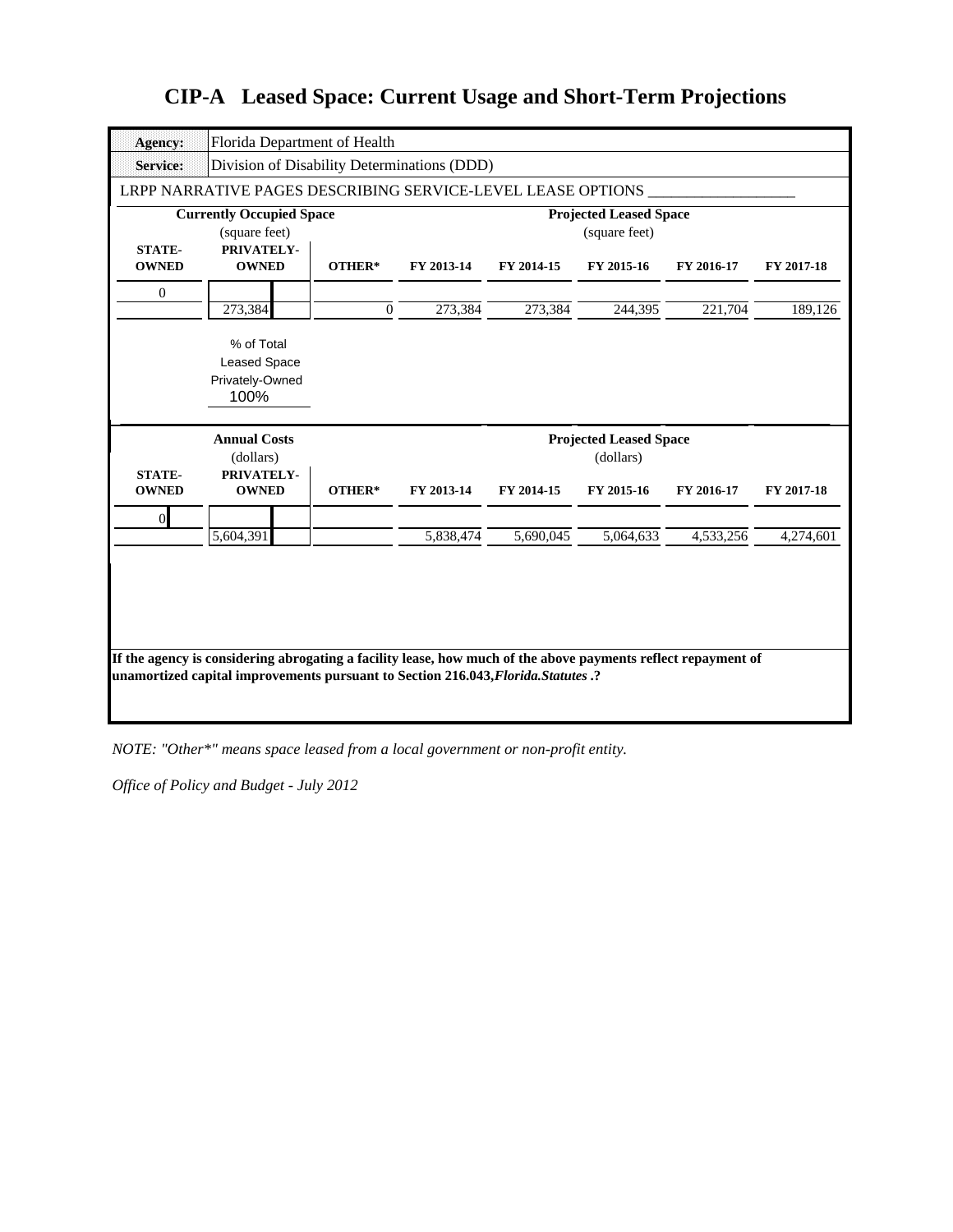# CIP-A Leased Space: Current Usage and Short-Term Projections

**Agency:** Florida Department of Health

**Service:** Division of Disability Determinations (DDD)

LRPP NARRATIVE PAGES DESCRIBING SERVICE-LEVEL LEASE OPTIONS ___________________

| Currently Occupied Space (square feet) | | | Projected Leased Space (square feet) | | | | |
|---|---|---|---|---|---|---|---|
| **STATE-OWNED** | **PRIVATELY-OWNED** | **OTHER*** | **FY 2013-14** | **FY 2014-15** | **FY 2015-16** | **FY 2016-17** | **FY 2017-18** |
| 0 | | | | | | | |
| | 273,384 | 0 | 273,384 | 273,384 | 244,395 | 221,704 | 189,126 |

% of Total Leased Space Privately-Owned
100%

| Annual Costs (dollars) | | | Projected Leased Space (dollars) | | | | |
|---|---|---|---|---|---|---|---|
| **STATE-OWNED** | **PRIVATELY-OWNED** | **OTHER*** | **FY 2013-14** | **FY 2014-15** | **FY 2015-16** | **FY 2016-17** | **FY 2017-18** |
| 0 | | | | | | | |
| | 5,604,391 | | 5,838,474 | 5,690,045 | 5,064,633 | 4,533,256 | 4,274,601 |

**If the agency is considering abrogating a facility lease, how much of the above payments reflect repayment of unamortized capital improvements pursuant to Section 216.043,*Florida.Statutes* .?**

*NOTE: "Other*" means space leased from a local government or non-profit entity.*

*Office of Policy and Budget - July 2012*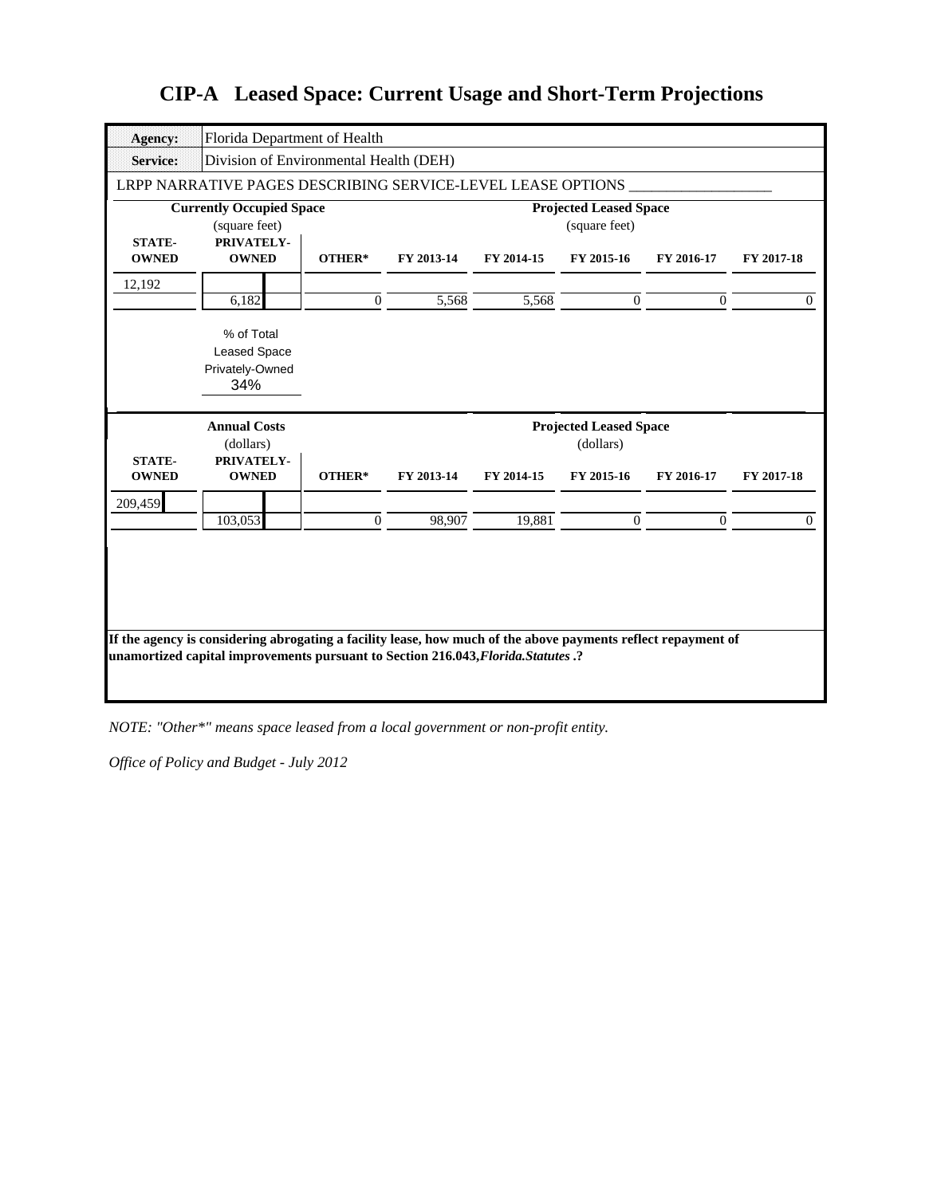# CIP-A Leased Space: Current Usage and Short-Term Projections

| **Agency:** | Florida Department of Health |
|---|---|
| **Service:** | Division of Environmental Health (DEH) |

LRPP NARRATIVE PAGES DESCRIBING SERVICE-LEVEL LEASE OPTIONS ___________________

| **Currently Occupied Space** (square feet) | | | **Projected Leased Space** (square feet) | | | | |
|---|---|---|---|---|---|---|---|
| **STATE-OWNED** | **PRIVATELY-OWNED** | **OTHER*** | **FY 2013-14** | **FY 2014-15** | **FY 2015-16** | **FY 2016-17** | **FY 2017-18** |
| 12,192 | | | | | | | |
| | 6,182 | 0 | 5,568 | 5,568 | 0 | 0 | 0 |

% of Total Leased Space Privately-Owned
34%

| **Annual Costs** (dollars) | | | **Projected Leased Space** (dollars) | | | | |
|---|---|---|---|---|---|---|---|
| **STATE-OWNED** | **PRIVATELY-OWNED** | **OTHER*** | **FY 2013-14** | **FY 2014-15** | **FY 2015-16** | **FY 2016-17** | **FY 2017-18** |
| 209,459 | | | | | | | |
| | 103,053 | 0 | 98,907 | 19,881 | 0 | 0 | 0 |

**If the agency is considering abrogating a facility lease, how much of the above payments reflect repayment of unamortized capital improvements pursuant to Section 216.043,*Florida.Statutes* .?**

*NOTE: "Other*" means space leased from a local government or non-profit entity.*

*Office of Policy and Budget - July 2012*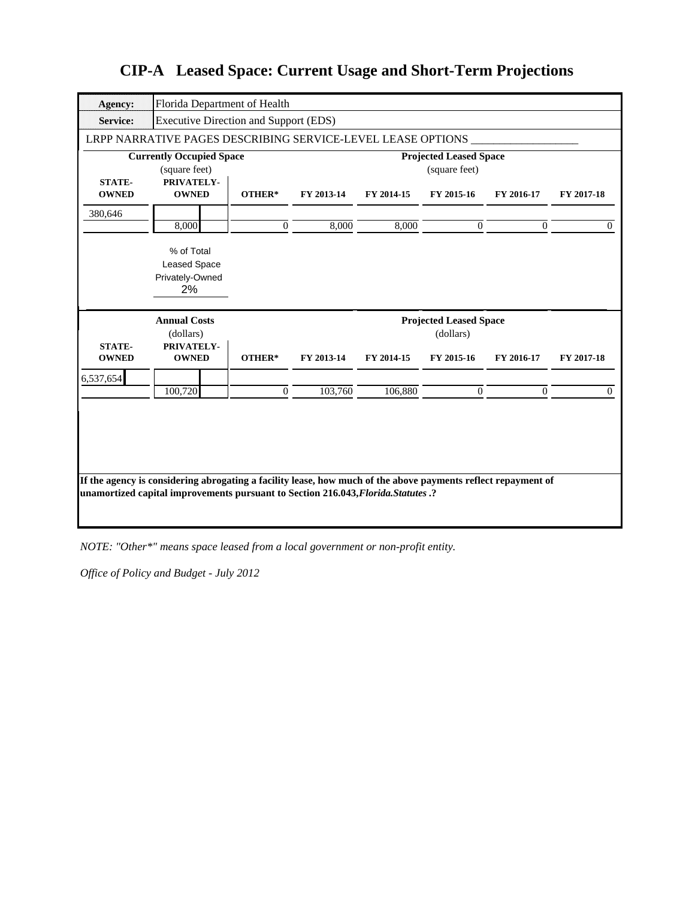# CIP-A Leased Space: Current Usage and Short-Term Projections

| **Agency:** | Florida Department of Health |
|---|---|
| **Service:** | Executive Direction and Support (EDS) |

LRPP NARRATIVE PAGES DESCRIBING SERVICE-LEVEL LEASE OPTIONS ___________________

| **Currently Occupied Space** (square feet) | | | **Projected Leased Space** (square feet) | | | | |
|---|---|---|---|---|---|---|---|
| **STATE-OWNED** | **PRIVATELY-OWNED** | **OTHER*** | **FY 2013-14** | **FY 2014-15** | **FY 2015-16** | **FY 2016-17** | **FY 2017-18** |
| 380,646 | | | | | | | |
| | 8,000 | 0 | 8,000 | 8,000 | 0 | 0 | 0 |

% of Total Leased Space Privately-Owned
2%

| **Annual Costs** (dollars) | | | **Projected Leased Space** (dollars) | | | | |
|---|---|---|---|---|---|---|---|
| **STATE-OWNED** | **PRIVATELY-OWNED** | **OTHER*** | **FY 2013-14** | **FY 2014-15** | **FY 2015-16** | **FY 2016-17** | **FY 2017-18** |
| 6,537,654 | | | | | | | |
| | 100,720 | 0 | 103,760 | 106,880 | 0 | 0 | 0 |

**If the agency is considering abrogating a facility lease, how much of the above payments reflect repayment of unamortized capital improvements pursuant to Section 216.043,*Florida.Statutes* .?**

*NOTE: "Other*" means space leased from a local government or non-profit entity.*

*Office of Policy and Budget - July 2012*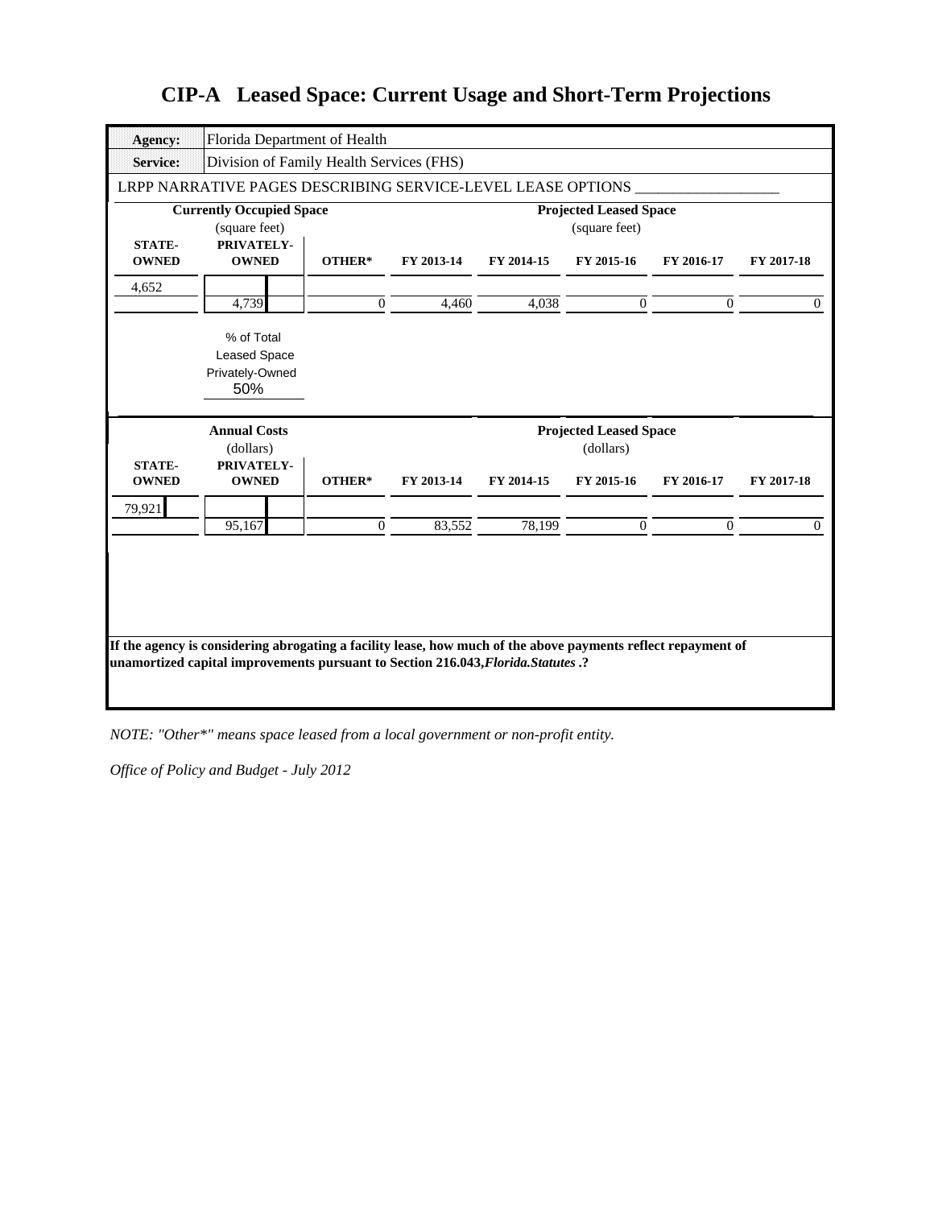# CIP-A Leased Space: Current Usage and Short-Term Projections

| | |
|---|---|
| **Agency:** | Florida Department of Health |
| **Service:** | Division of Family Health Services (FHS) |

LRPP NARRATIVE PAGES DESCRIBING SERVICE-LEVEL LEASE OPTIONS ___________________

| **Currently Occupied Space** (square feet) | | | **Projected Leased Space** (square feet) | | | | |
|---|---|---|---|---|---|---|---|
| **STATE-OWNED** | **PRIVATELY-OWNED** | **OTHER*** | **FY 2013-14** | **FY 2014-15** | **FY 2015-16** | **FY 2016-17** | **FY 2017-18** |
| 4,652 | | | | | | | |
| | 4,739 | 0 | 4,460 | 4,038 | 0 | 0 | 0 |

% of Total Leased Space Privately-Owned
50%

| **Annual Costs** (dollars) | | | **Projected Leased Space** (dollars) | | | | |
|---|---|---|---|---|---|---|---|
| **STATE-OWNED** | **PRIVATELY-OWNED** | **OTHER*** | **FY 2013-14** | **FY 2014-15** | **FY 2015-16** | **FY 2016-17** | **FY 2017-18** |
| 79,921 | | | | | | | |
| | 95,167 | 0 | 83,552 | 78,199 | 0 | 0 | 0 |

**If the agency is considering abrogating a facility lease, how much of the above payments reflect repayment of unamortized capital improvements pursuant to Section 216.043,*Florida.Statutes* .?**

*NOTE: "Other*" means space leased from a local government or non-profit entity.*

*Office of Policy and Budget - July 2012*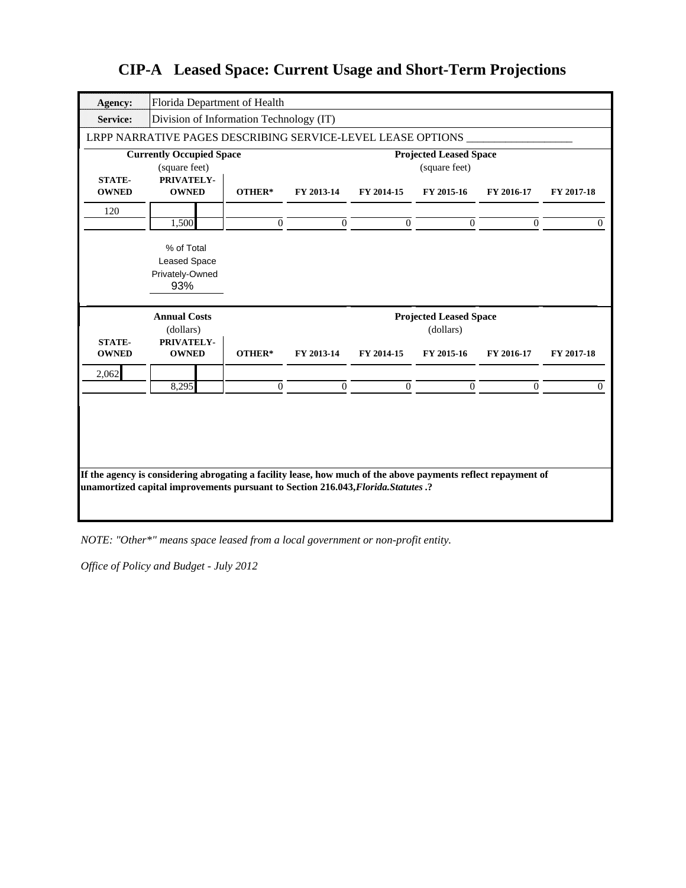# CIP-A Leased Space: Current Usage and Short-Term Projections

| | |
|---|---|
| **Agency:** | Florida Department of Health |
| **Service:** | Division of Information Technology (IT) |

LRPP NARRATIVE PAGES DESCRIBING SERVICE-LEVEL LEASE OPTIONS ___________________

| **Currently Occupied Space** (square feet) | | | **Projected Leased Space** (square feet) | | | | |
|---|---|---|---|---|---|---|---|
| **STATE-OWNED** | **PRIVATELY-OWNED** | **OTHER*** | **FY 2013-14** | **FY 2014-15** | **FY 2015-16** | **FY 2016-17** | **FY 2017-18** |
| 120 | | | | | | | |
| | 1,500 | 0 | 0 | 0 | 0 | 0 | 0 |

% of Total Leased Space Privately-Owned
93%

| **Annual Costs** (dollars) | | | **Projected Leased Space** (dollars) | | | | |
|---|---|---|---|---|---|---|---|
| **STATE-OWNED** | **PRIVATELY-OWNED** | **OTHER*** | **FY 2013-14** | **FY 2014-15** | **FY 2015-16** | **FY 2016-17** | **FY 2017-18** |
| 2,062 | | | | | | | |
| | 8,295 | 0 | 0 | 0 | 0 | 0 | 0 |

**If the agency is considering abrogating a facility lease, how much of the above payments reflect repayment of unamortized capital improvements pursuant to Section 216.043, *Florida.Statutes*.?**

*NOTE: "Other\*" means space leased from a local government or non-profit entity.*

*Office of Policy and Budget - July 2012*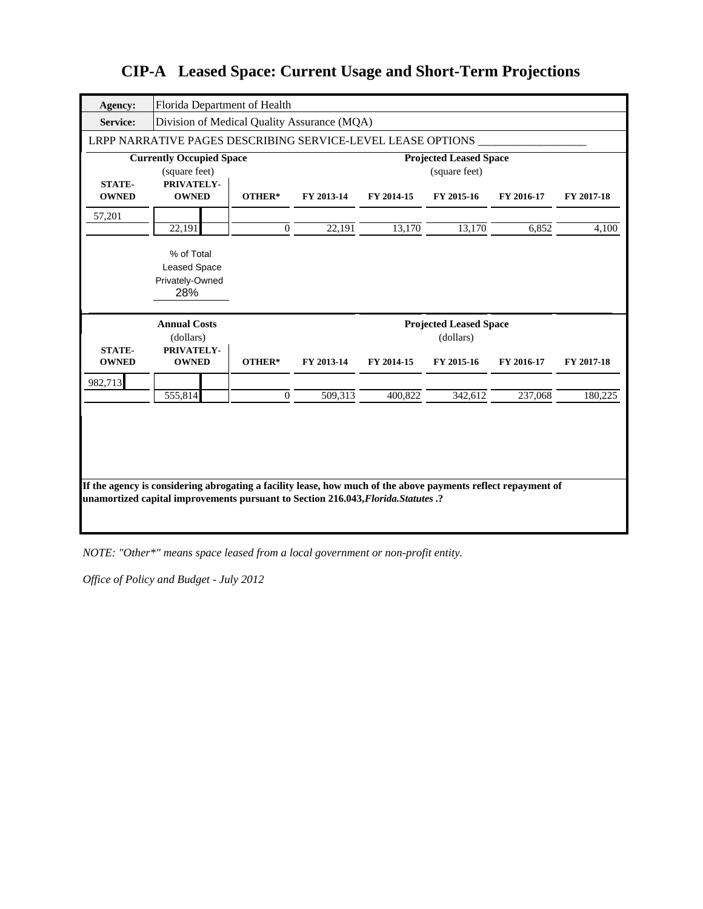# CIP-A Leased Space: Current Usage and Short-Term Projections

| | |
|---|---|
| **Agency:** | Florida Department of Health |
| **Service:** | Division of Medical Quality Assurance (MQA) |

LRPP NARRATIVE PAGES DESCRIBING SERVICE-LEVEL LEASE OPTIONS ____________________

| **Currently Occupied Space** (square feet) | | | **Projected Leased Space** (square feet) | | | | |
|---|---|---|---|---|---|---|---|
| **STATE-OWNED** | **PRIVATELY-OWNED** | **OTHER*** | **FY 2013-14** | **FY 2014-15** | **FY 2015-16** | **FY 2016-17** | **FY 2017-18** |
| 57,201 | | | | | | | |
| | 22,191 | 0 | 22,191 | 13,170 | 13,170 | 6,852 | 4,100 |

% of Total Leased Space Privately-Owned
28%

| **Annual Costs** (dollars) | | | **Projected Leased Space** (dollars) | | | | |
|---|---|---|---|---|---|---|---|
| **STATE-OWNED** | **PRIVATELY-OWNED** | **OTHER*** | **FY 2013-14** | **FY 2014-15** | **FY 2015-16** | **FY 2016-17** | **FY 2017-18** |
| 982,713 | | | | | | | |
| | 555,814 | 0 | 509,313 | 400,822 | 342,612 | 237,068 | 180,225 |

**If the agency is considering abrogating a facility lease, how much of the above payments reflect repayment of unamortized capital improvements pursuant to Section 216.043,*Florida.Statutes* .?**

*NOTE: "Other*" means space leased from a local government or non-profit entity.*

*Office of Policy and Budget - July 2012*